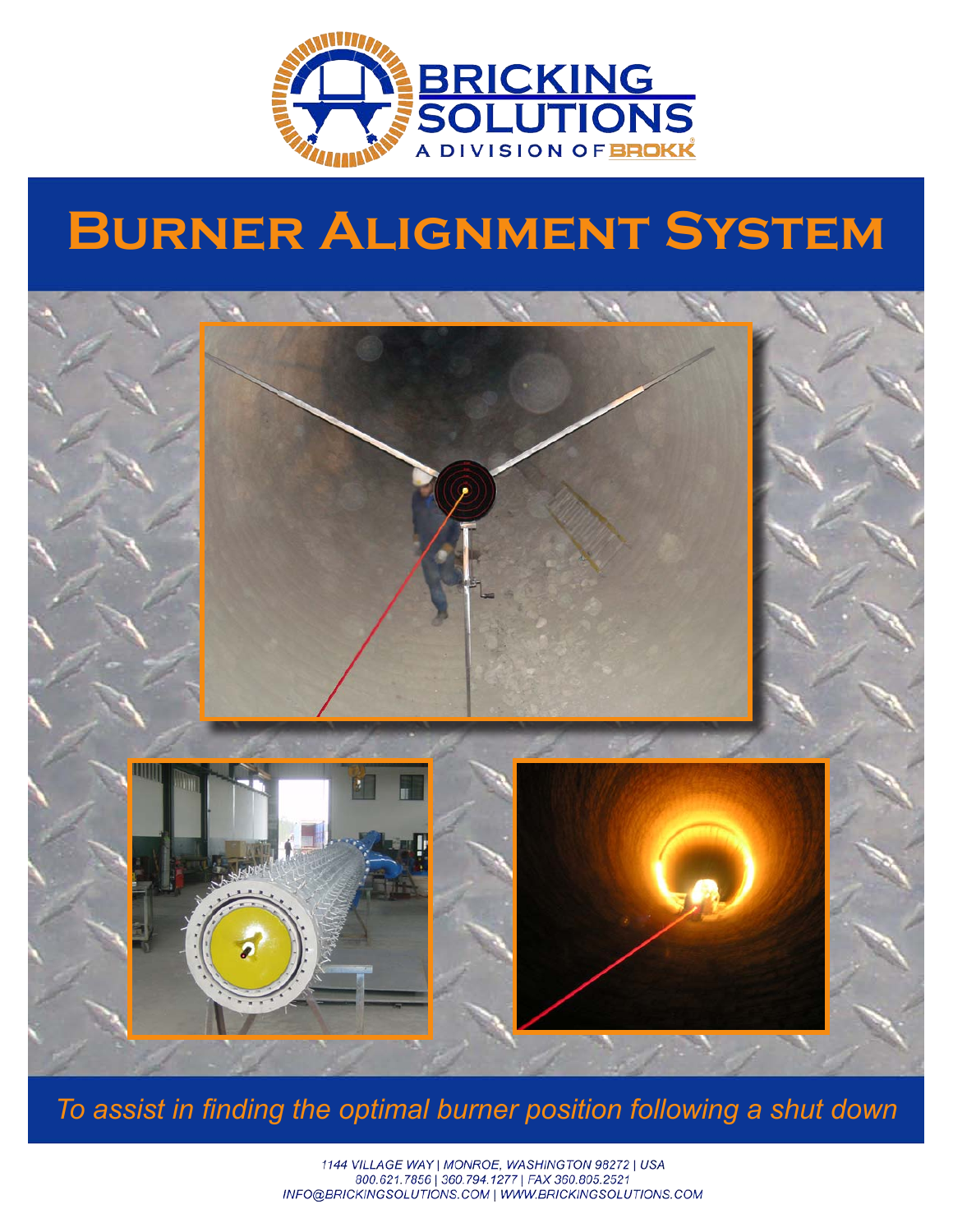BRICKING SOLUTIONS
A DIVISION OF BROKK

# Burner Alignment System

*To assist in finding the optimal burner position following a shut down*

1144 VILLAGE WAY | MONROE, WASHINGTON 98272 | USA
800.621.7856 | 360.794.1277 | FAX 360.805.2521
INFO@BRICKINGSOLUTIONS.COM | WWW.BRICKINGSOLUTIONS.COM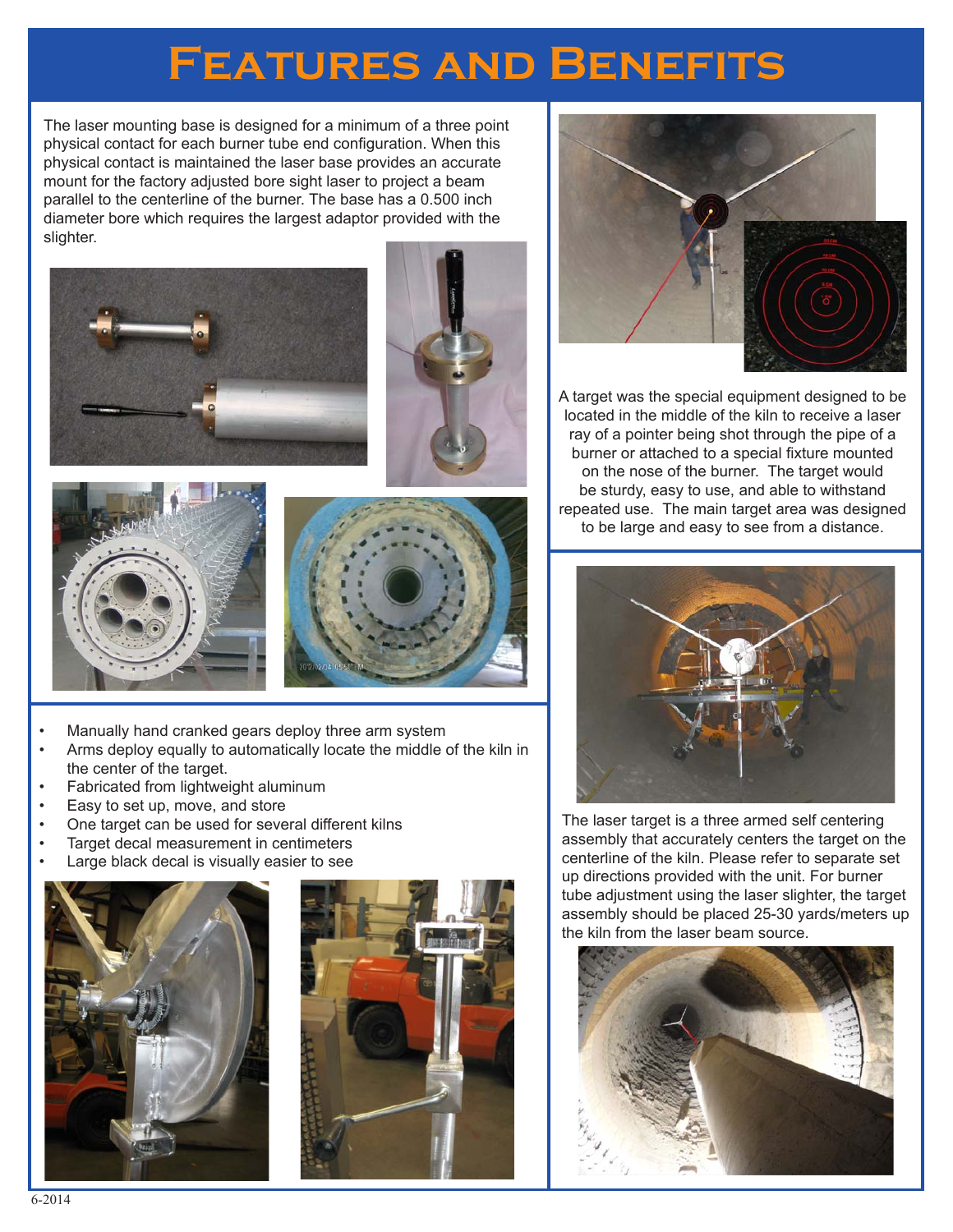# Features and Benefits

The laser mounting base is designed for a minimum of a three point physical contact for each burner tube end configuration. When this physical contact is maintained the laser base provides an accurate mount for the factory adjusted bore sight laser to project a beam parallel to the centerline of the burner. The base has a 0.500 inch diameter bore which requires the largest adaptor provided with the slighter.

- Manually hand cranked gears deploy three arm system
- Arms deploy equally to automatically locate the middle of the kiln in the center of the target.
- Fabricated from lightweight aluminum
- Easy to set up, move, and store
- One target can be used for several different kilns
- Target decal measurement in centimeters
- Large black decal is visually easier to see

A target was the special equipment designed to be located in the middle of the kiln to receive a laser ray of a pointer being shot through the pipe of a burner or attached to a special fixture mounted on the nose of the burner. The target would be sturdy, easy to use, and able to withstand repeated use. The main target area was designed to be large and easy to see from a distance.

The laser target is a three armed self centering assembly that accurately centers the target on the centerline of the kiln. Please refer to separate set up directions provided with the unit. For burner tube adjustment using the laser slighter, the target assembly should be placed 25-30 yards/meters up the kiln from the laser beam source.

6-2014